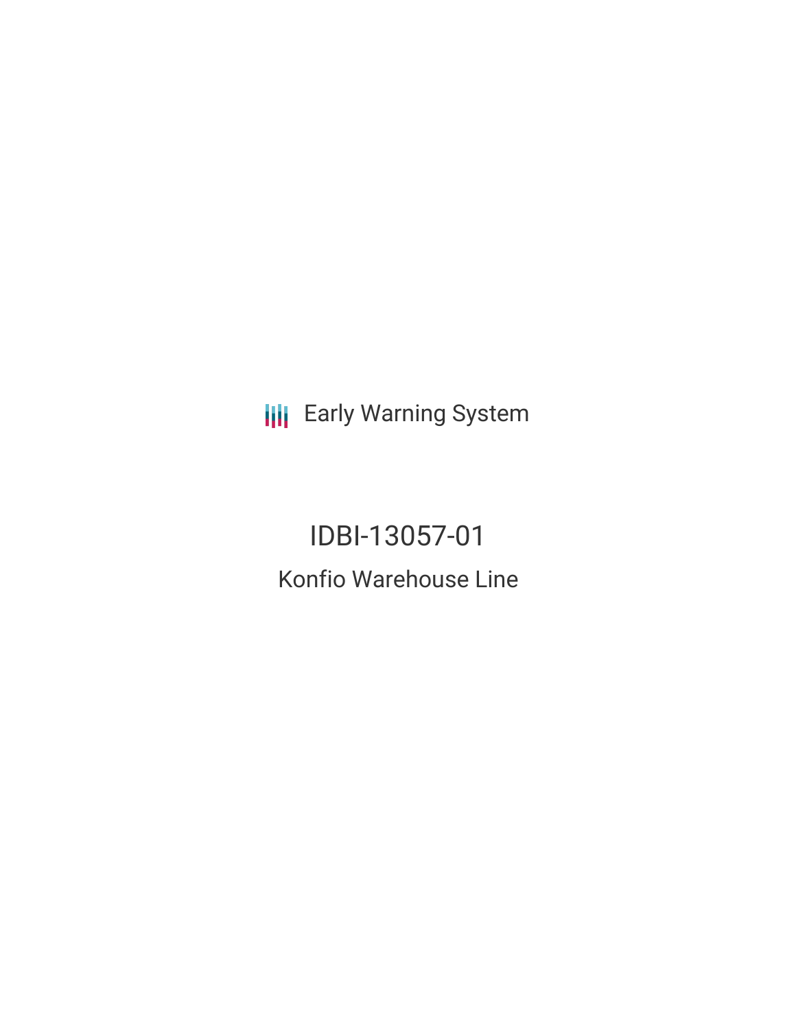Early Warning System

# IDBI-13057-01

## Konfio Warehouse Line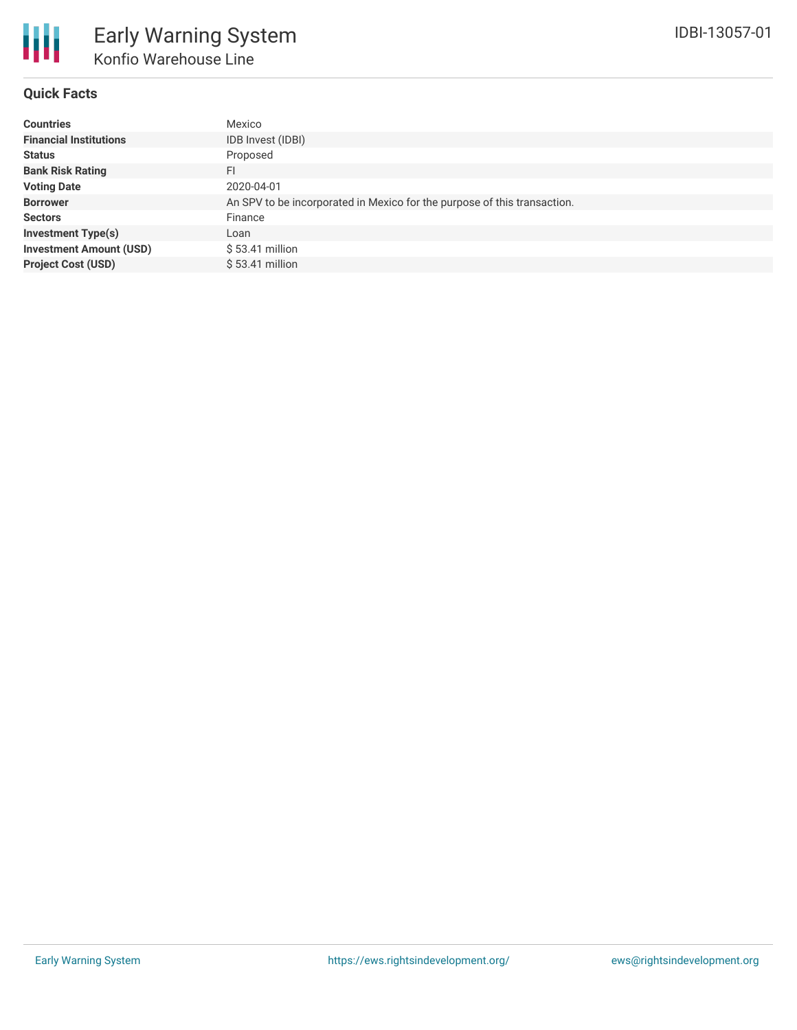# Early Warning System

## Konfio Warehouse Line

IDBI-13057-01

### Quick Facts

| | |
|---|---|
| **Countries** | Mexico |
| **Financial Institutions** | IDB Invest (IDBI) |
| **Status** | Proposed |
| **Bank Risk Rating** | FI |
| **Voting Date** | 2020-04-01 |
| **Borrower** | An SPV to be incorporated in Mexico for the purpose of this transaction. |
| **Sectors** | Finance |
| **Investment Type(s)** | Loan |
| **Investment Amount (USD)** | $ 53.41 million |
| **Project Cost (USD)** | $ 53.41 million |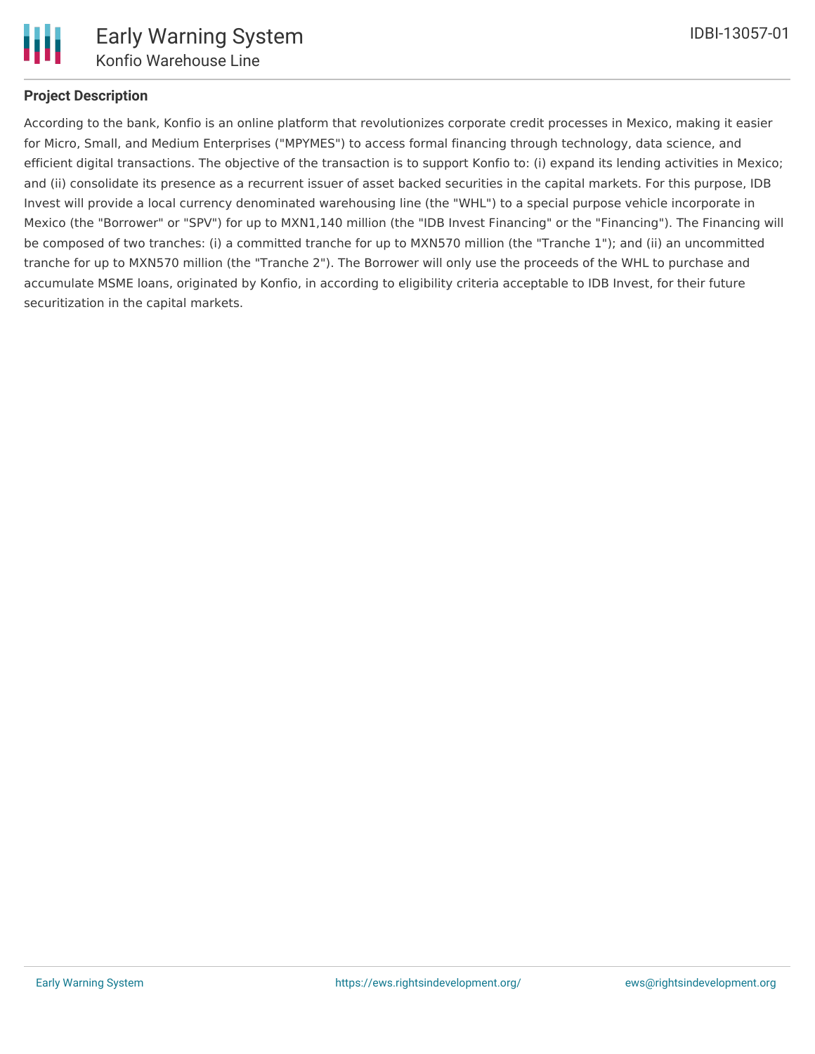## Project Description

According to the bank, Konfio is an online platform that revolutionizes corporate credit processes in Mexico, making it easier for Micro, Small, and Medium Enterprises ("MPYMES") to access formal financing through technology, data science, and efficient digital transactions. The objective of the transaction is to support Konfio to: (i) expand its lending activities in Mexico; and (ii) consolidate its presence as a recurrent issuer of asset backed securities in the capital markets. For this purpose, IDB Invest will provide a local currency denominated warehousing line (the "WHL") to a special purpose vehicle incorporate in Mexico (the "Borrower" or "SPV") for up to MXN1,140 million (the "IDB Invest Financing" or the "Financing"). The Financing will be composed of two tranches: (i) a committed tranche for up to MXN570 million (the "Tranche 1"); and (ii) an uncommitted tranche for up to MXN570 million (the "Tranche 2"). The Borrower will only use the proceeds of the WHL to purchase and accumulate MSME loans, originated by Konfio, in according to eligibility criteria acceptable to IDB Invest, for their future securitization in the capital markets.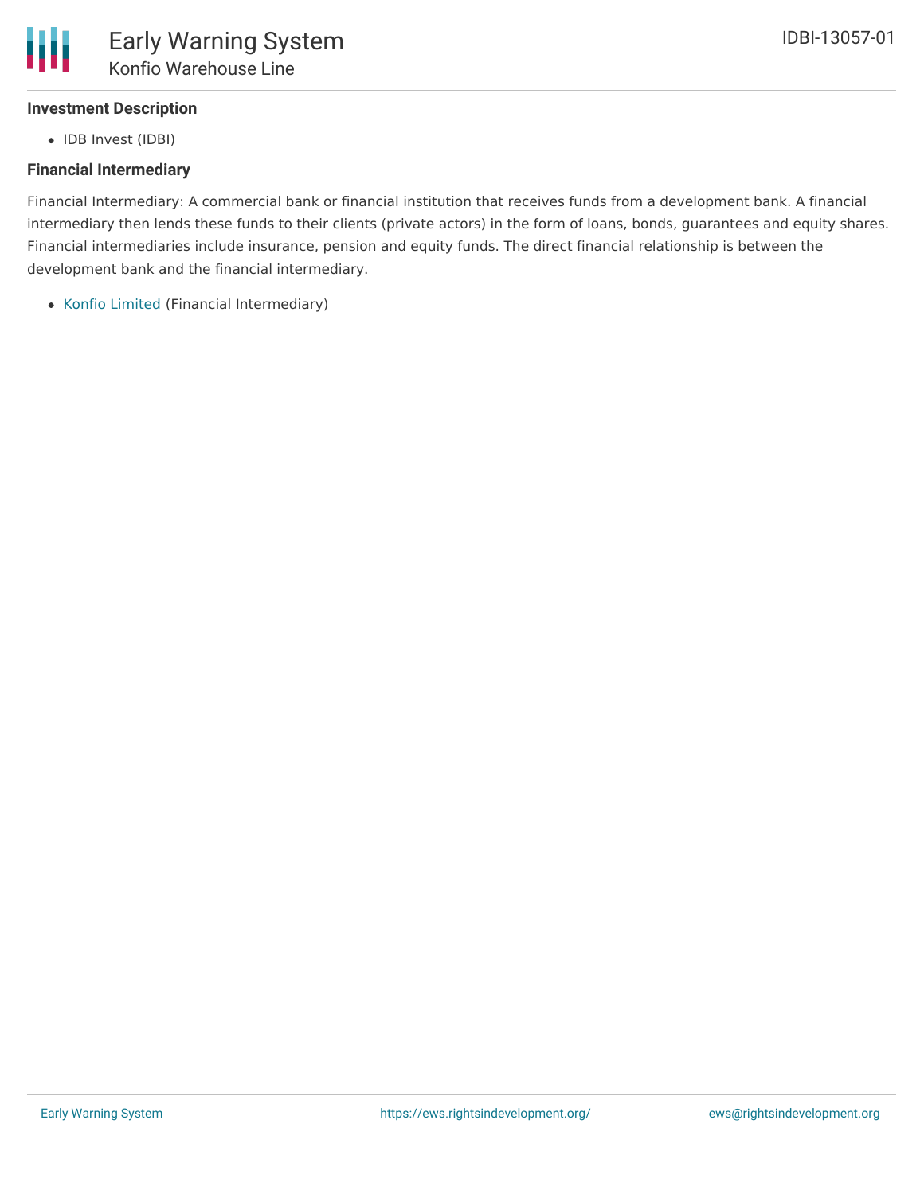### Investment Description

- IDB Invest (IDBI)

### Financial Intermediary

Financial Intermediary: A commercial bank or financial institution that receives funds from a development bank. A financial intermediary then lends these funds to their clients (private actors) in the form of loans, bonds, guarantees and equity shares. Financial intermediaries include insurance, pension and equity funds. The direct financial relationship is between the development bank and the financial intermediary.

- Konfio Limited (Financial Intermediary)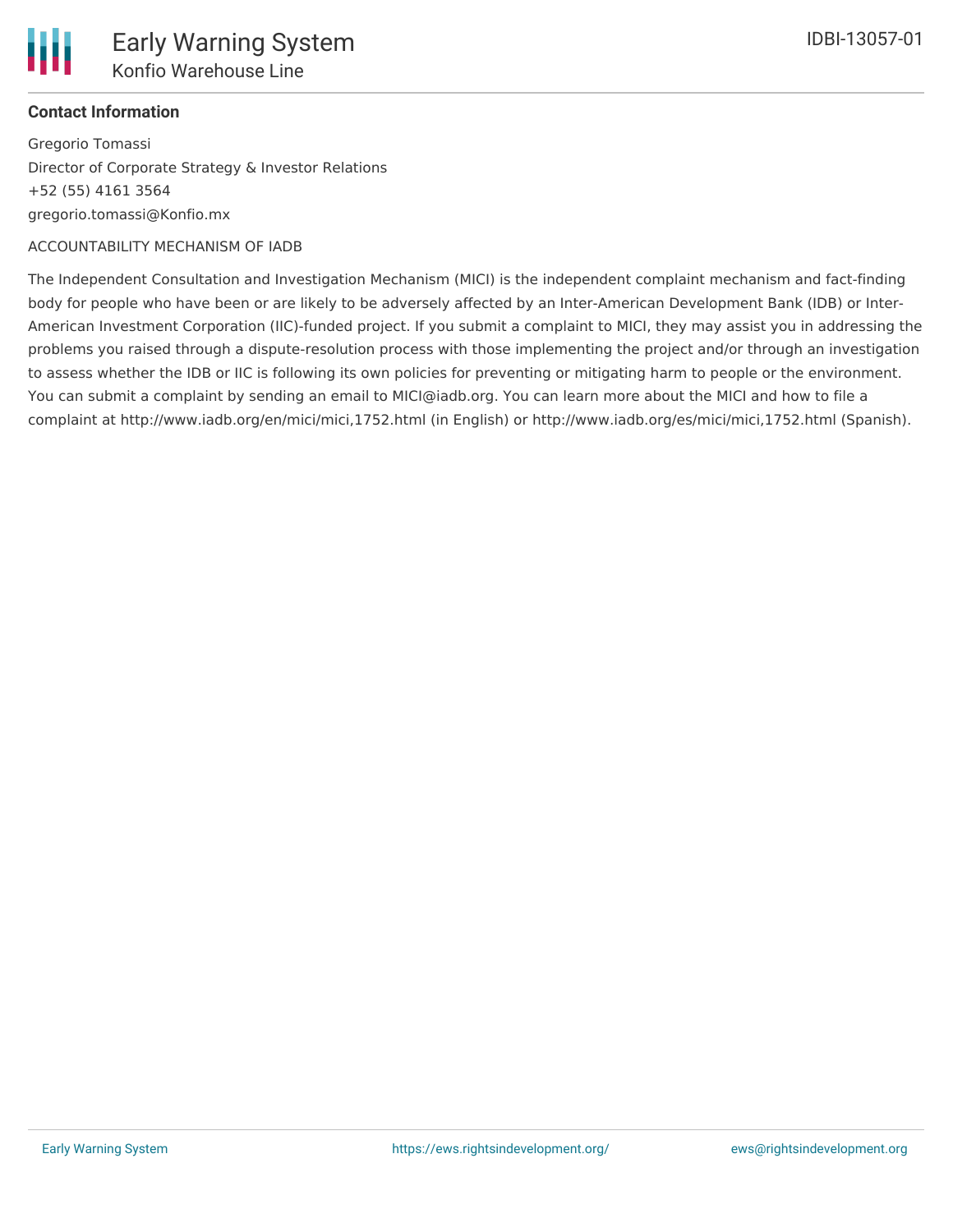**Contact Information**

Gregorio Tomassi
Director of Corporate Strategy & Investor Relations
+52 (55) 4161 3564
gregorio.tomassi@Konfio.mx

ACCOUNTABILITY MECHANISM OF IADB

The Independent Consultation and Investigation Mechanism (MICI) is the independent complaint mechanism and fact-finding body for people who have been or are likely to be adversely affected by an Inter-American Development Bank (IDB) or Inter-American Investment Corporation (IIC)-funded project. If you submit a complaint to MICI, they may assist you in addressing the problems you raised through a dispute-resolution process with those implementing the project and/or through an investigation to assess whether the IDB or IIC is following its own policies for preventing or mitigating harm to people or the environment. You can submit a complaint by sending an email to MICI@iadb.org. You can learn more about the MICI and how to file a complaint at http://www.iadb.org/en/mici/mici,1752.html (in English) or http://www.iadb.org/es/mici/mici,1752.html (Spanish).